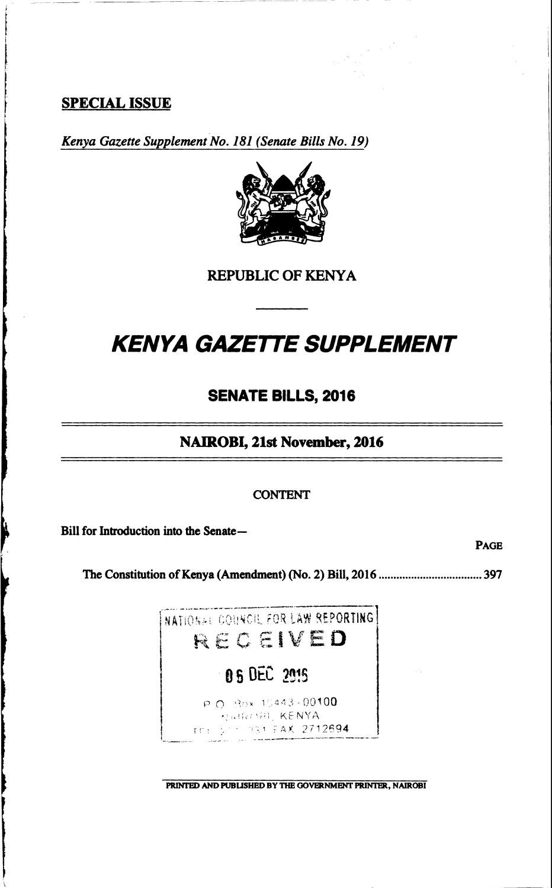**SPECIAL ISSUE**

*Kenya Gazette Supplement No. 181 (Senate Bills No. 19)*

REPUBLIC OF KENYA

# *KENYA GAZETTE SUPPLEMENT*

## SENATE BILLS, 2016

### NAIROBI, 21st November, 2016

CONTENT

Bill for Introduction into the Senate—

PAGE

The Constitution of Kenya (Amendment) (No. 2) Bill, 2016 .................................. 397

NATIONAL COUNCIL FOR LAW REPORTING
RECEIVED
06 DEC 2016
P.O. Box 10443-00100
NAIROBI, KENYA
TEL ... FAX 2712694

PRINTED AND PUBLISHED BY THE GOVERNMENT PRINTER, NAIROBI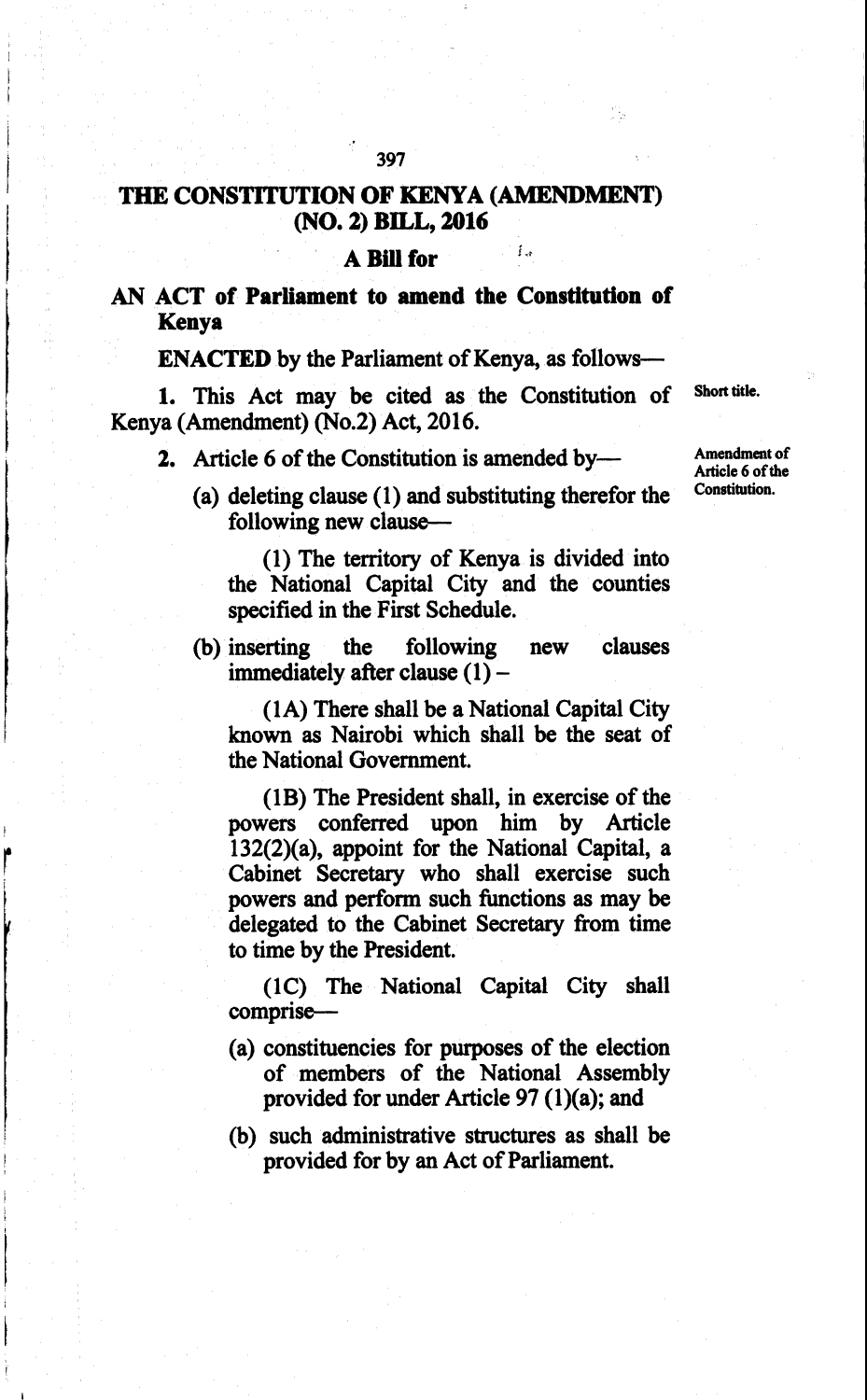# THE CONSTITUTION OF KENYA (AMENDMENT) (NO. 2) BILL, 2016

## A Bill for

## AN ACT of Parliament to amend the Constitution of Kenya

**ENACTED** by the Parliament of Kenya, as follows—

Short title.

**1.** This Act may be cited as the Constitution of Kenya (Amendment) (No.2) Act, 2016.

Amendment of Article 6 of the Constitution.

**2.** Article 6 of the Constitution is amended by—

(a) deleting clause (1) and substituting therefor the following new clause—

(1) The territory of Kenya is divided into the National Capital City and the counties specified in the First Schedule.

(b) inserting the following new clauses immediately after clause (1) –

(1A) There shall be a National Capital City known as Nairobi which shall be the seat of the National Government.

(1B) The President shall, in exercise of the powers conferred upon him by Article 132(2)(a), appoint for the National Capital, a Cabinet Secretary who shall exercise such powers and perform such functions as may be delegated to the Cabinet Secretary from time to time by the President.

(1C) The National Capital City shall comprise—

(a) constituencies for purposes of the election of members of the National Assembly provided for under Article 97 (1)(a); and

(b) such administrative structures as shall be provided for by an Act of Parliament.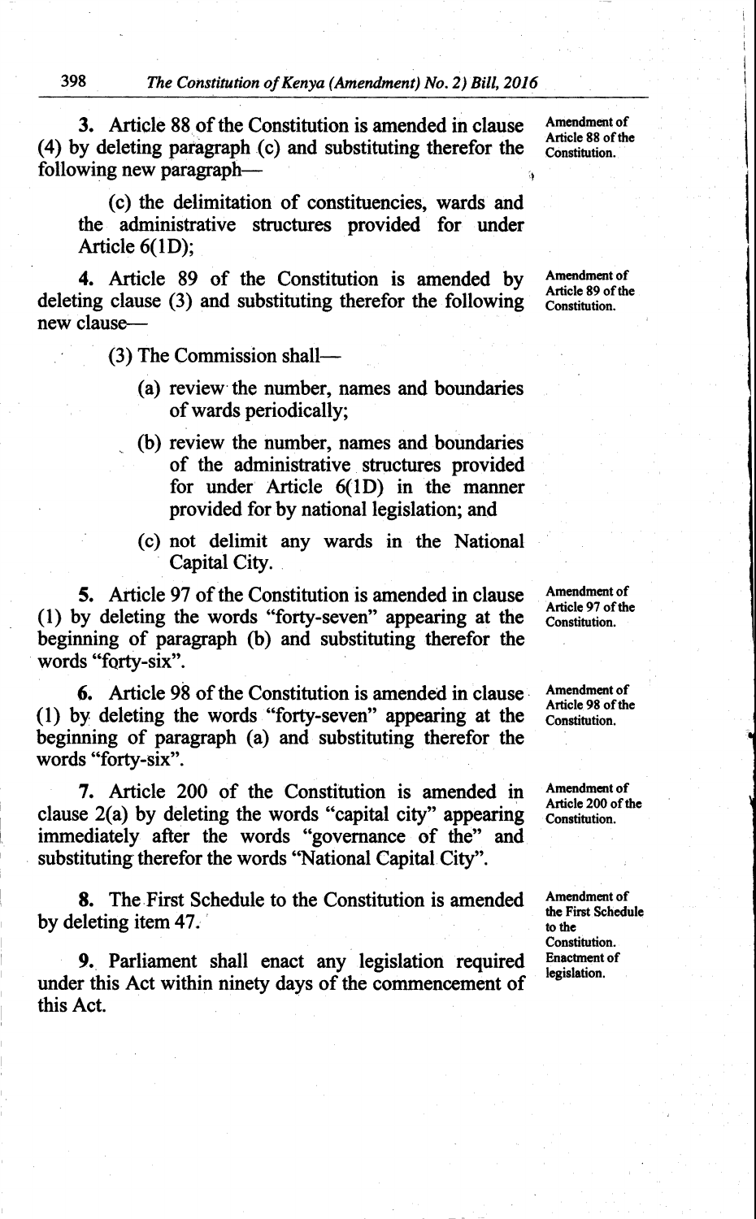3. Article 88 of the Constitution is amended in clause (4) by deleting paragraph (c) and substituting therefor the following new paragraph—

Amendment of Article 88 of the Constitution.

> (c) the delimitation of constituencies, wards and the administrative structures provided for under Article 6(1D);

4. Article 89 of the Constitution is amended by deleting clause (3) and substituting therefor the following new clause—

Amendment of Article 89 of the Constitution.

> (3) The Commission shall—
>
> (a) review the number, names and boundaries of wards periodically;
>
> (b) review the number, names and boundaries of the administrative structures provided for under Article 6(1D) in the manner provided for by national legislation; and
>
> (c) not delimit any wards in the National Capital City.

5. Article 97 of the Constitution is amended in clause (1) by deleting the words "forty-seven" appearing at the beginning of paragraph (b) and substituting therefor the words "forty-six".

Amendment of Article 97 of the Constitution.

6. Article 98 of the Constitution is amended in clause (1) by deleting the words "forty-seven" appearing at the beginning of paragraph (a) and substituting therefor the words "forty-six".

Amendment of Article 98 of the Constitution.

7. Article 200 of the Constitution is amended in clause 2(a) by deleting the words "capital city" appearing immediately after the words "governance of the" and substituting therefor the words "National Capital City".

Amendment of Article 200 of the Constitution.

8. The First Schedule to the Constitution is amended by deleting item 47.

Amendment of the First Schedule to the Constitution.

9. Parliament shall enact any legislation required under this Act within ninety days of the commencement of this Act.

Enactment of legislation.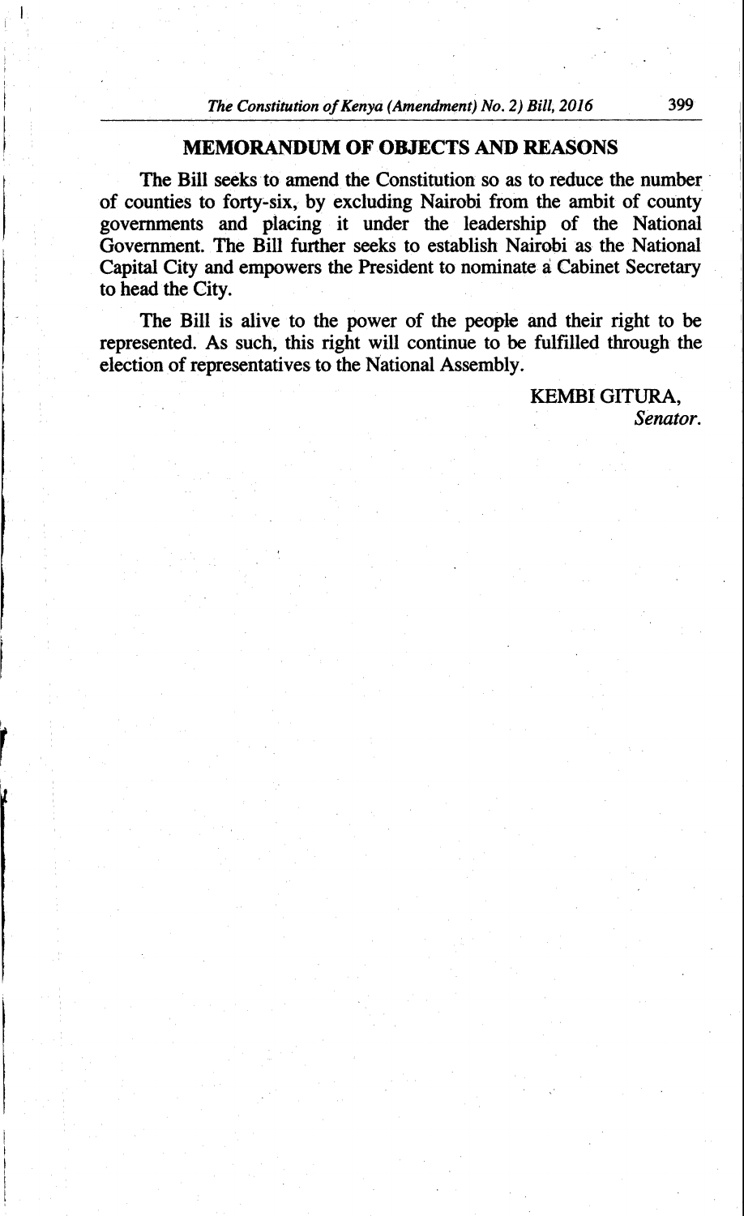## MEMORANDUM OF OBJECTS AND REASONS

The Bill seeks to amend the Constitution so as to reduce the number of counties to forty-six, by excluding Nairobi from the ambit of county governments and placing it under the leadership of the National Government. The Bill further seeks to establish Nairobi as the National Capital City and empowers the President to nominate a Cabinet Secretary to head the City.

The Bill is alive to the power of the people and their right to be represented. As such, this right will continue to be fulfilled through the election of representatives to the National Assembly.

KEMBI GITURA,
*Senator.*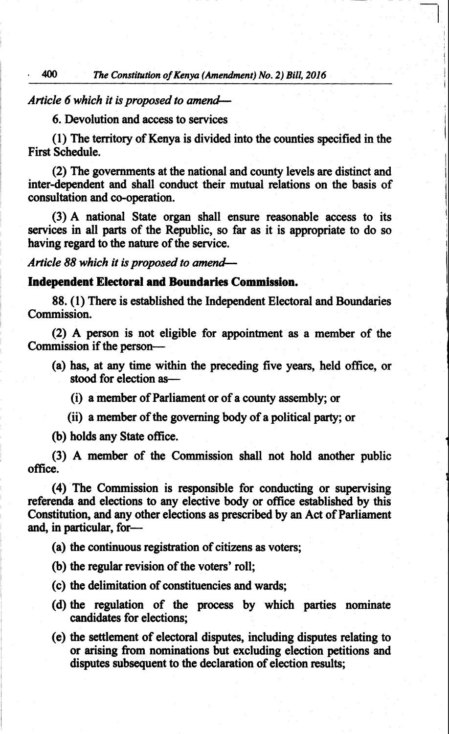*Article 6 which it is proposed to amend—*

6. Devolution and access to services

(1) The territory of Kenya is divided into the counties specified in the First Schedule.

(2) The governments at the national and county levels are distinct and inter-dependent and shall conduct their mutual relations on the basis of consultation and co-operation.

(3) A national State organ shall ensure reasonable access to its services in all parts of the Republic, so far as it is appropriate to do so having regard to the nature of the service.

*Article 88 which it is proposed to amend—*

**Independent Electoral and Boundaries Commission.**

88. (1) There is established the Independent Electoral and Boundaries Commission.

(2) A person is not eligible for appointment as a member of the Commission if the person—

- (a) has, at any time within the preceding five years, held office, or stood for election as—
  - (i) a member of Parliament or of a county assembly; or
  - (ii) a member of the governing body of a political party; or
- (b) holds any State office.

(3) A member of the Commission shall not hold another public office.

(4) The Commission is responsible for conducting or supervising referenda and elections to any elective body or office established by this Constitution, and any other elections as prescribed by an Act of Parliament and, in particular, for—

- (a) the continuous registration of citizens as voters;
- (b) the regular revision of the voters' roll;
- (c) the delimitation of constituencies and wards;
- (d) the regulation of the process by which parties nominate candidates for elections;
- (e) the settlement of electoral disputes, including disputes relating to or arising from nominations but excluding election petitions and disputes subsequent to the declaration of election results;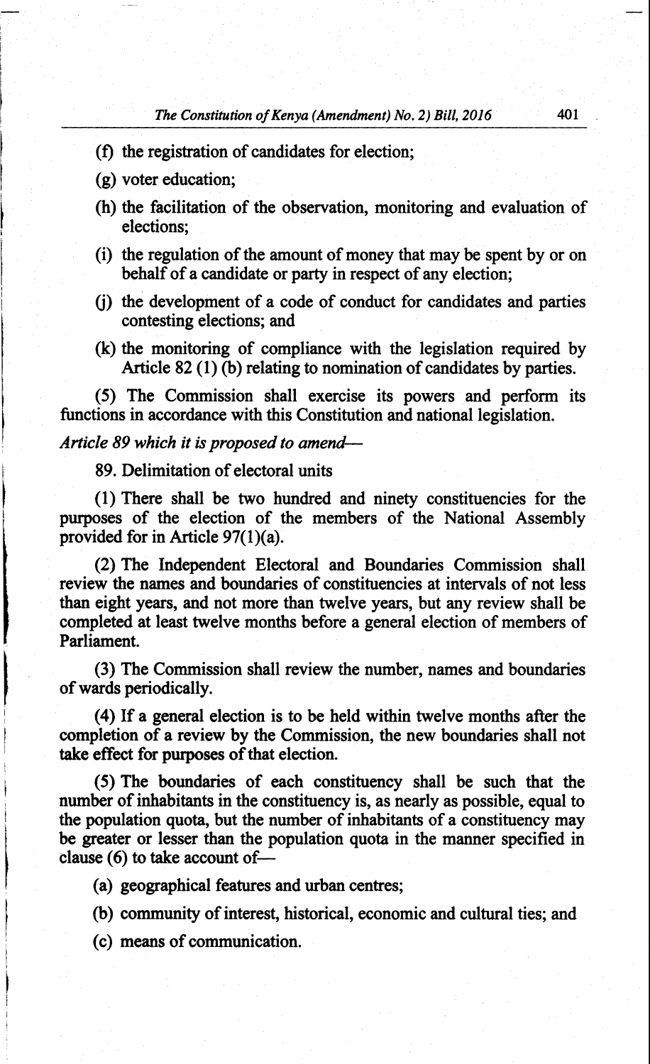(f) the registration of candidates for election;

(g) voter education;

(h) the facilitation of the observation, monitoring and evaluation of elections;

(i) the regulation of the amount of money that may be spent by or on behalf of a candidate or party in respect of any election;

(j) the development of a code of conduct for candidates and parties contesting elections; and

(k) the monitoring of compliance with the legislation required by Article 82 (1) (b) relating to nomination of candidates by parties.

(5) The Commission shall exercise its powers and perform its functions in accordance with this Constitution and national legislation.

*Article 89 which it is proposed to amend—*

89. Delimitation of electoral units

(1) There shall be two hundred and ninety constituencies for the purposes of the election of the members of the National Assembly provided for in Article 97(1)(a).

(2) The Independent Electoral and Boundaries Commission shall review the names and boundaries of constituencies at intervals of not less than eight years, and not more than twelve years, but any review shall be completed at least twelve months before a general election of members of Parliament.

(3) The Commission shall review the number, names and boundaries of wards periodically.

(4) If a general election is to be held within twelve months after the completion of a review by the Commission, the new boundaries shall not take effect for purposes of that election.

(5) The boundaries of each constituency shall be such that the number of inhabitants in the constituency is, as nearly as possible, equal to the population quota, but the number of inhabitants of a constituency may be greater or lesser than the population quota in the manner specified in clause (6) to take account of—

(a) geographical features and urban centres;

(b) community of interest, historical, economic and cultural ties; and

(c) means of communication.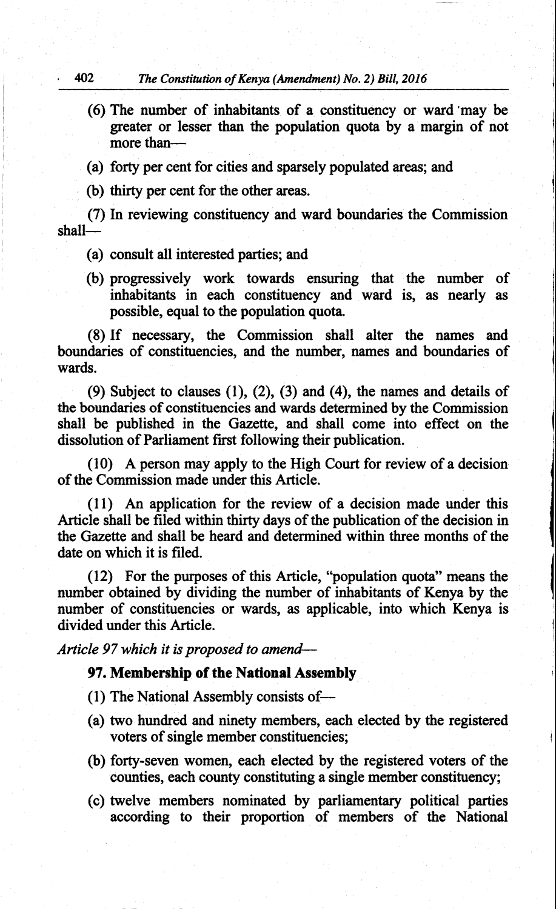(6) The number of inhabitants of a constituency or ward may be greater or lesser than the population quota by a margin of not more than—

(a) forty per cent for cities and sparsely populated areas; and

(b) thirty per cent for the other areas.

(7) In reviewing constituency and ward boundaries the Commission shall—

(a) consult all interested parties; and

(b) progressively work towards ensuring that the number of inhabitants in each constituency and ward is, as nearly as possible, equal to the population quota.

(8) If necessary, the Commission shall alter the names and boundaries of constituencies, and the number, names and boundaries of wards.

(9) Subject to clauses (1), (2), (3) and (4), the names and details of the boundaries of constituencies and wards determined by the Commission shall be published in the Gazette, and shall come into effect on the dissolution of Parliament first following their publication.

(10) A person may apply to the High Court for review of a decision of the Commission made under this Article.

(11) An application for the review of a decision made under this Article shall be filed within thirty days of the publication of the decision in the Gazette and shall be heard and determined within three months of the date on which it is filed.

(12) For the purposes of this Article, "population quota" means the number obtained by dividing the number of inhabitants of Kenya by the number of constituencies or wards, as applicable, into which Kenya is divided under this Article.

*Article 97 which it is proposed to amend—*

**97. Membership of the National Assembly**

(1) The National Assembly consists of—

(a) two hundred and ninety members, each elected by the registered voters of single member constituencies;

(b) forty-seven women, each elected by the registered voters of the counties, each county constituting a single member constituency;

(c) twelve members nominated by parliamentary political parties according to their proportion of members of the National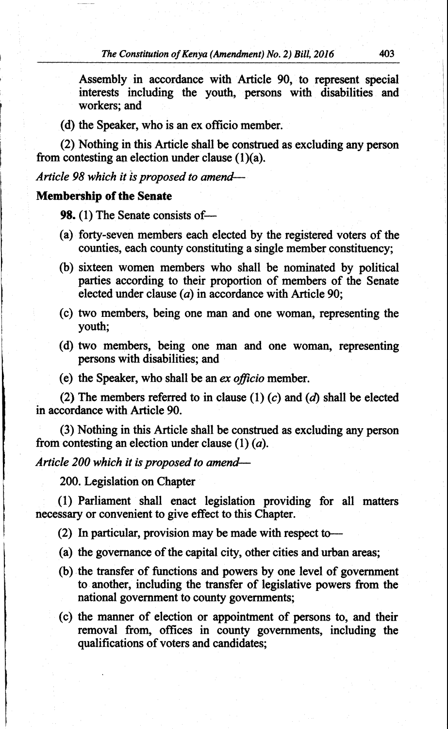Assembly in accordance with Article 90, to represent special interests including the youth, persons with disabilities and workers; and

(d) the Speaker, who is an ex officio member.

(2) Nothing in this Article shall be construed as excluding any person from contesting an election under clause (1)(a).

*Article 98 which it is proposed to amend—*

**Membership of the Senate**

**98.** (1) The Senate consists of—

(a) forty-seven members each elected by the registered voters of the counties, each county constituting a single member constituency;

(b) sixteen women members who shall be nominated by political parties according to their proportion of members of the Senate elected under clause (*a*) in accordance with Article 90;

(c) two members, being one man and one woman, representing the youth;

(d) two members, being one man and one woman, representing persons with disabilities; and

(e) the Speaker, who shall be an *ex officio* member.

(2) The members referred to in clause (1) (*c*) and (*d*) shall be elected in accordance with Article 90.

(3) Nothing in this Article shall be construed as excluding any person from contesting an election under clause (1) (*a*).

*Article 200 which it is proposed to amend—*

200. Legislation on Chapter

(1) Parliament shall enact legislation providing for all matters necessary or convenient to give effect to this Chapter.

(2) In particular, provision may be made with respect to—

(a) the governance of the capital city, other cities and urban areas;

(b) the transfer of functions and powers by one level of government to another, including the transfer of legislative powers from the national government to county governments;

(c) the manner of election or appointment of persons to, and their removal from, offices in county governments, including the qualifications of voters and candidates;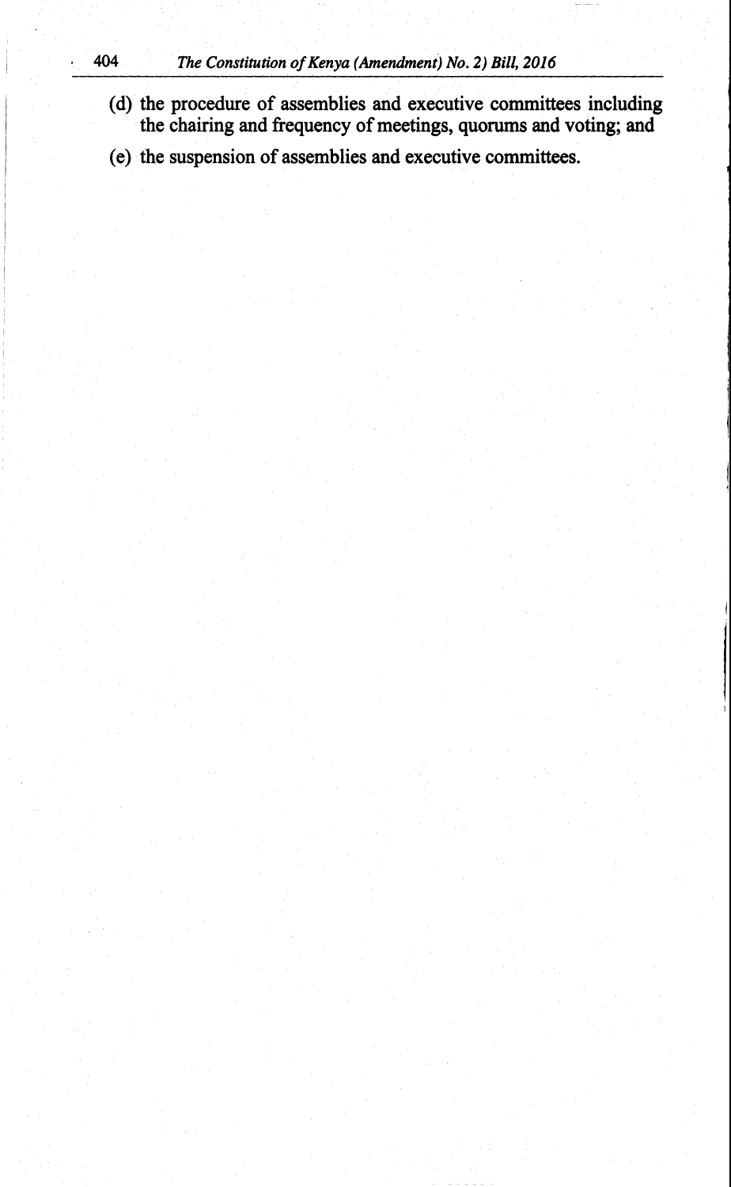(d) the procedure of assemblies and executive committees including the chairing and frequency of meetings, quorums and voting; and

(e) the suspension of assemblies and executive committees.